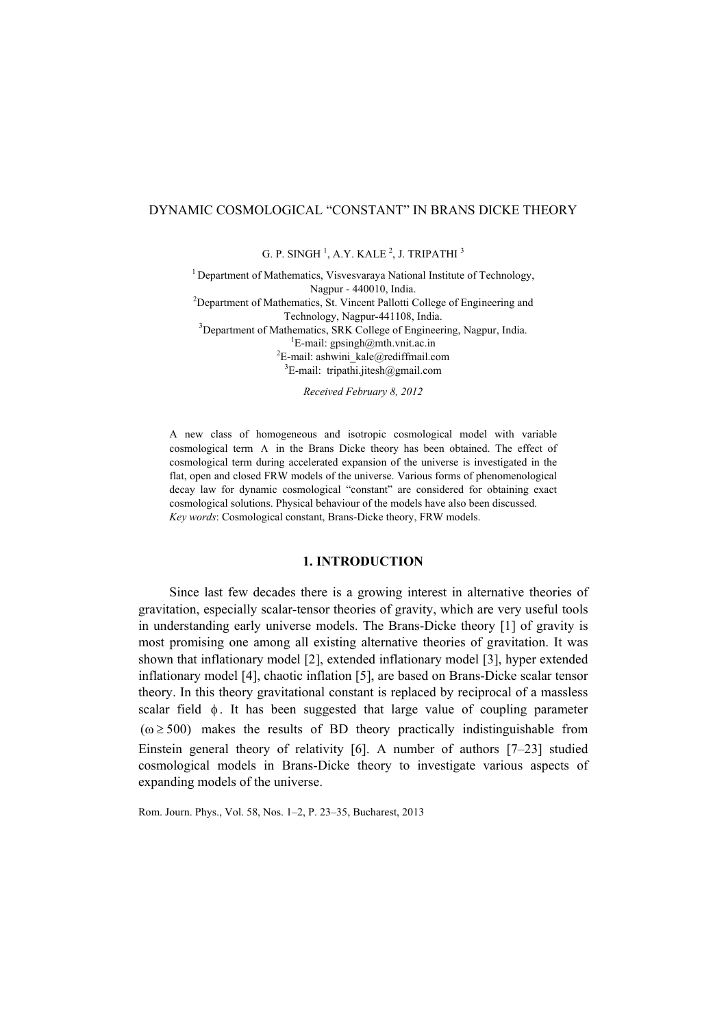# DYNAMIC COSMOLOGICAL "CONSTANT" IN BRANS DICKE THEORY

G. P. SINGH [1], A.Y. KALE [2], J. TRIPATHI [3]

[1] Department of Mathematics, Visvesvaraya National Institute of Technology, Nagpur - 440010, India.
[2] Department of Mathematics, St. Vincent Pallotti College of Engineering and Technology, Nagpur-441108, India.
[3] Department of Mathematics, SRK College of Engineering, Nagpur, India.
[1] E-mail: gpsingh@mth.vnit.ac.in
[2] E-mail: ashwini_kale@rediffmail.com
[3] E-mail: tripathi.jitesh@gmail.com

*Received February 8, 2012*

A new class of homogeneous and isotropic cosmological model with variable cosmological term $\Lambda$ in the Brans Dicke theory has been obtained. The effect of cosmological term during accelerated expansion of the universe is investigated in the flat, open and closed FRW models of the universe. Various forms of phenomenological decay law for dynamic cosmological "constant" are considered for obtaining exact cosmological solutions. Physical behaviour of the models have also been discussed.
*Key words*: Cosmological constant, Brans-Dicke theory, FRW models.

## 1. INTRODUCTION

Since last few decades there is a growing interest in alternative theories of gravitation, especially scalar-tensor theories of gravity, which are very useful tools in understanding early universe models. The Brans-Dicke theory [1] of gravity is most promising one among all existing alternative theories of gravitation. It was shown that inflationary model [2], extended inflationary model [3], hyper extended inflationary model [4], chaotic inflation [5], are based on Brans-Dicke scalar tensor theory. In this theory gravitational constant is replaced by reciprocal of a massless scalar field $\phi$. It has been suggested that large value of coupling parameter $(\omega \geq 500)$ makes the results of BD theory practically indistinguishable from Einstein general theory of relativity [6]. A number of authors [7–23] studied cosmological models in Brans-Dicke theory to investigate various aspects of expanding models of the universe.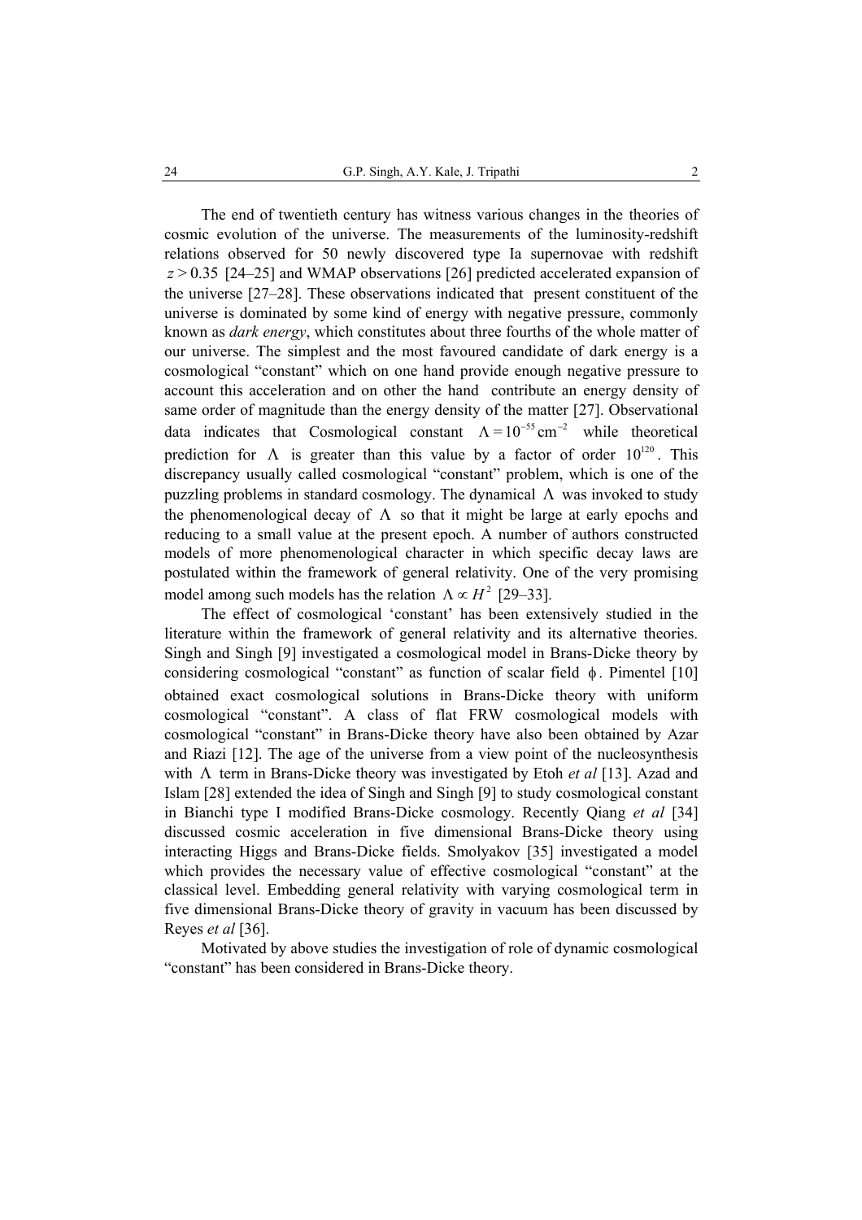The end of twentieth century has witness various changes in the theories of cosmic evolution of the universe. The measurements of the luminosity-redshift relations observed for 50 newly discovered type Ia supernovae with redshift $z > 0.35$ [24–25] and WMAP observations [26] predicted accelerated expansion of the universe [27–28]. These observations indicated that present constituent of the universe is dominated by some kind of energy with negative pressure, commonly known as *dark energy*, which constitutes about three fourths of the whole matter of our universe. The simplest and the most favoured candidate of dark energy is a cosmological "constant" which on one hand provide enough negative pressure to account this acceleration and on other the hand contribute an energy density of same order of magnitude than the energy density of the matter [27]. Observational data indicates that Cosmological constant $\Lambda = 10^{-55}\,\text{cm}^{-2}$ while theoretical prediction for $\Lambda$ is greater than this value by a factor of order $10^{120}$. This discrepancy usually called cosmological "constant" problem, which is one of the puzzling problems in standard cosmology. The dynamical $\Lambda$ was invoked to study the phenomenological decay of $\Lambda$ so that it might be large at early epochs and reducing to a small value at the present epoch. A number of authors constructed models of more phenomenological character in which specific decay laws are postulated within the framework of general relativity. One of the very promising model among such models has the relation $\Lambda \propto H^2$ [29–33].

The effect of cosmological 'constant' has been extensively studied in the literature within the framework of general relativity and its alternative theories. Singh and Singh [9] investigated a cosmological model in Brans-Dicke theory by considering cosmological "constant" as function of scalar field $\phi$. Pimentel [10] obtained exact cosmological solutions in Brans-Dicke theory with uniform cosmological "constant". A class of flat FRW cosmological models with cosmological "constant" in Brans-Dicke theory have also been obtained by Azar and Riazi [12]. The age of the universe from a view point of the nucleosynthesis with $\Lambda$ term in Brans-Dicke theory was investigated by Etoh *et al* [13]. Azad and Islam [28] extended the idea of Singh and Singh [9] to study cosmological constant in Bianchi type I modified Brans-Dicke cosmology. Recently Qiang *et al* [34] discussed cosmic acceleration in five dimensional Brans-Dicke theory using interacting Higgs and Brans-Dicke fields. Smolyakov [35] investigated a model which provides the necessary value of effective cosmological "constant" at the classical level. Embedding general relativity with varying cosmological term in five dimensional Brans-Dicke theory of gravity in vacuum has been discussed by Reyes *et al* [36].

Motivated by above studies the investigation of role of dynamic cosmological "constant" has been considered in Brans-Dicke theory.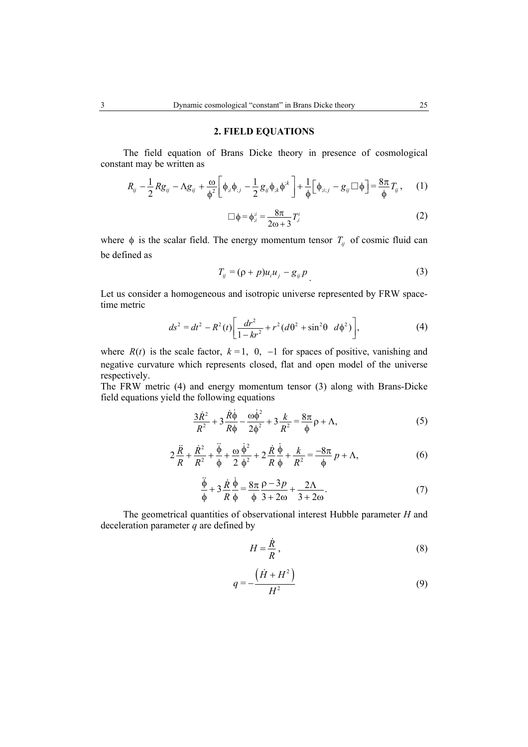## 2. FIELD EQUATIONS

The field equation of Brans Dicke theory in presence of cosmological constant may be written as

$$R_{ij}-\frac{1}{2}Rg_{ij}-\Lambda g_{ij}+\frac{\omega}{\phi^2}\left[\phi_{;i}\phi_{;j}-\frac{1}{2}g_{ij}\phi_{;k}\phi^{;k}\right]+\frac{1}{\phi}\left[\phi_{;i;j}-g_{ij}\Box\phi\right]=\frac{8\pi}{\phi}T_{ij}, \quad (1)$$

$$\Box\phi=\phi^{;i}_{;i}=\frac{8\pi}{2\omega+3}T^{i}_{;i} \quad (2)$$

where $\phi$ is the scalar field. The energy momentum tensor $T_{ij}$ of cosmic fluid can be defined as

$$T_{ij}=(\rho+p)u_i u_j-g_{ij}p \quad (3)$$

Let us consider a homogeneous and isotropic universe represented by FRW space-time metric

$$ds^2=dt^2-R^2(t)\left[\frac{dr^2}{1-kr^2}+r^2(d\theta^2+\sin^2\theta\ \ d\phi^2)\right], \quad (4)$$

where $R(t)$ is the scale factor, $k=1,\ 0,\ -1$ for spaces of positive, vanishing and negative curvature which represents closed, flat and open model of the universe respectively.

The FRW metric (4) and energy momentum tensor (3) along with Brans-Dicke field equations yield the following equations

$$\frac{3\dot{R}^2}{R^2}+3\frac{\dot{R}\dot{\phi}}{R\phi}-\frac{\omega\dot{\phi}^2}{2\phi^2}+3\frac{k}{R^2}=\frac{8\pi}{\phi}\rho+\Lambda, \quad (5)$$

$$2\frac{\ddot{R}}{R}+\frac{\dot{R}^2}{R^2}+\frac{\ddot{\phi}}{\phi}+\frac{\omega}{2}\frac{\dot{\phi}^2}{\phi^2}+2\frac{\dot{R}}{R}\frac{\dot{\phi}}{\phi}+\frac{k}{R^2}=\frac{-8\pi}{\phi}p+\Lambda, \quad (6)$$

$$\frac{\ddot{\phi}}{\phi}+3\frac{\dot{R}}{R}\frac{\dot{\phi}}{\phi}=\frac{8\pi}{\phi}\frac{\rho-3p}{3+2\omega}+\frac{2\Lambda}{3+2\omega}. \quad (7)$$

The geometrical quantities of observational interest Hubble parameter $H$ and deceleration parameter $q$ are defined by

$$H=\frac{\dot{R}}{R}, \quad (8)$$

$$q=-\frac{\left(\dot{H}+H^2\right)}{H^2} \quad (9)$$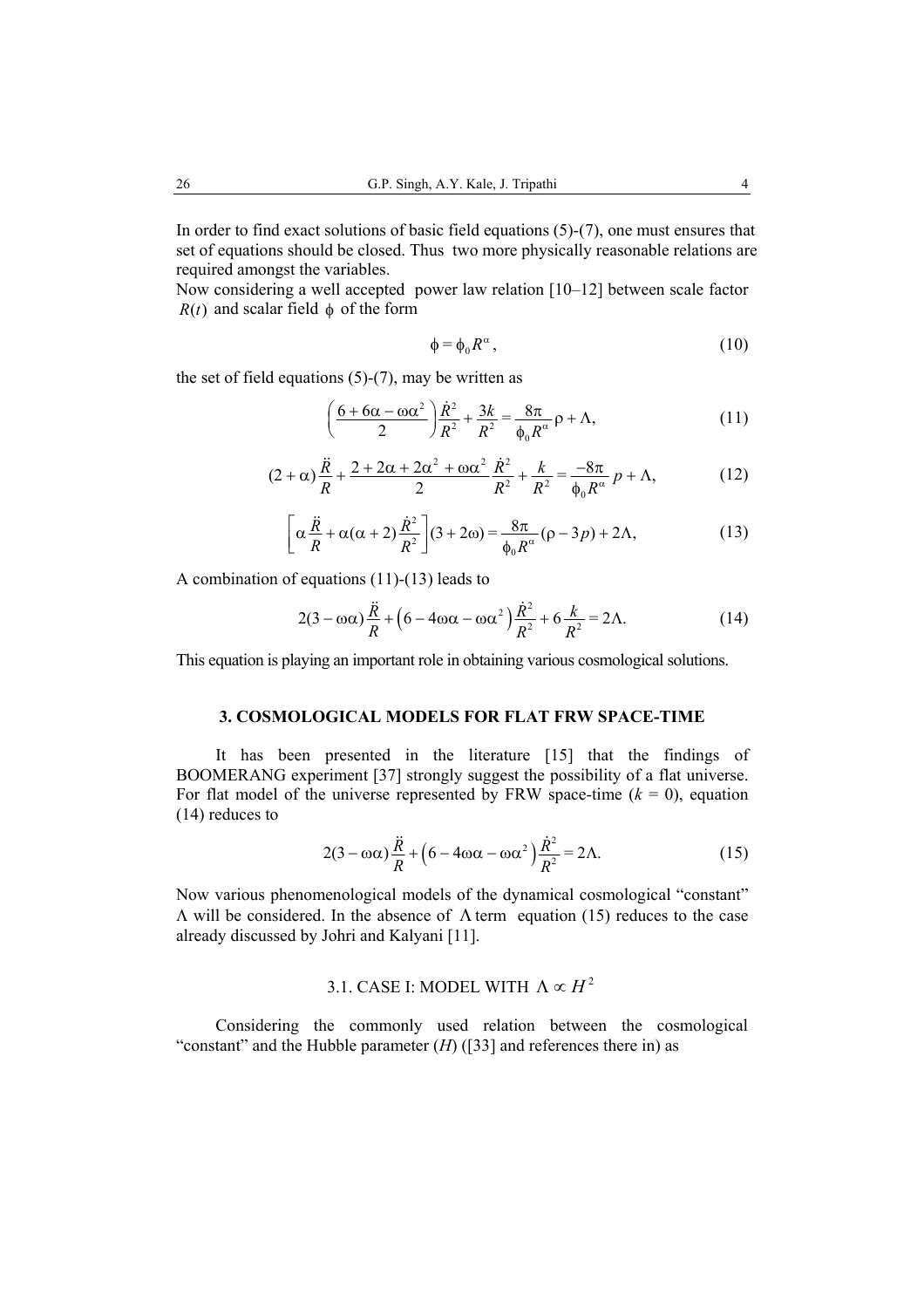In order to find exact solutions of basic field equations (5)-(7), one must ensures that set of equations should be closed. Thus two more physically reasonable relations are required amongst the variables.
Now considering a well accepted power law relation [10–12] between scale factor $R(t)$ and scalar field $\phi$ of the form

$$\phi = \phi_0 R^{\alpha}, \tag{10}$$

the set of field equations (5)-(7), may be written as

$$\left(\frac{6+6\alpha-\omega\alpha^2}{2}\right)\frac{\dot{R}^2}{R^2}+\frac{3k}{R^2}=\frac{8\pi}{\phi_0 R^{\alpha}}\rho+\Lambda, \tag{11}$$

$$(2+\alpha)\frac{\ddot{R}}{R}+\frac{2+2\alpha+2\alpha^2+\omega\alpha^2}{2}\frac{\dot{R}^2}{R^2}+\frac{k}{R^2}=\frac{-8\pi}{\phi_0 R^{\alpha}}p+\Lambda, \tag{12}$$

$$\left[\alpha\frac{\ddot{R}}{R}+\alpha(\alpha+2)\frac{\dot{R}^2}{R^2}\right](3+2\omega)=\frac{8\pi}{\phi_0 R^{\alpha}}(\rho-3p)+2\Lambda, \tag{13}$$

A combination of equations (11)-(13) leads to

$$2(3-\omega\alpha)\frac{\ddot{R}}{R}+\left(6-4\omega\alpha-\omega\alpha^2\right)\frac{\dot{R}^2}{R^2}+6\frac{k}{R^2}=2\Lambda. \tag{14}$$

This equation is playing an important role in obtaining various cosmological solutions.

## 3. COSMOLOGICAL MODELS FOR FLAT FRW SPACE-TIME

It has been presented in the literature [15] that the findings of BOOMERANG experiment [37] strongly suggest the possibility of a flat universe. For flat model of the universe represented by FRW space-time ($k$ = 0), equation (14) reduces to

$$2(3-\omega\alpha)\frac{\ddot{R}}{R}+\left(6-4\omega\alpha-\omega\alpha^2\right)\frac{\dot{R}^2}{R^2}=2\Lambda. \tag{15}$$

Now various phenomenological models of the dynamical cosmological "constant" $\Lambda$ will be considered. In the absence of $\Lambda$ term equation (15) reduces to the case already discussed by Johri and Kalyani [11].

### 3.1. CASE I: MODEL WITH $\Lambda \propto H^2$

Considering the commonly used relation between the cosmological "constant" and the Hubble parameter ($H$) ([33] and references there in) as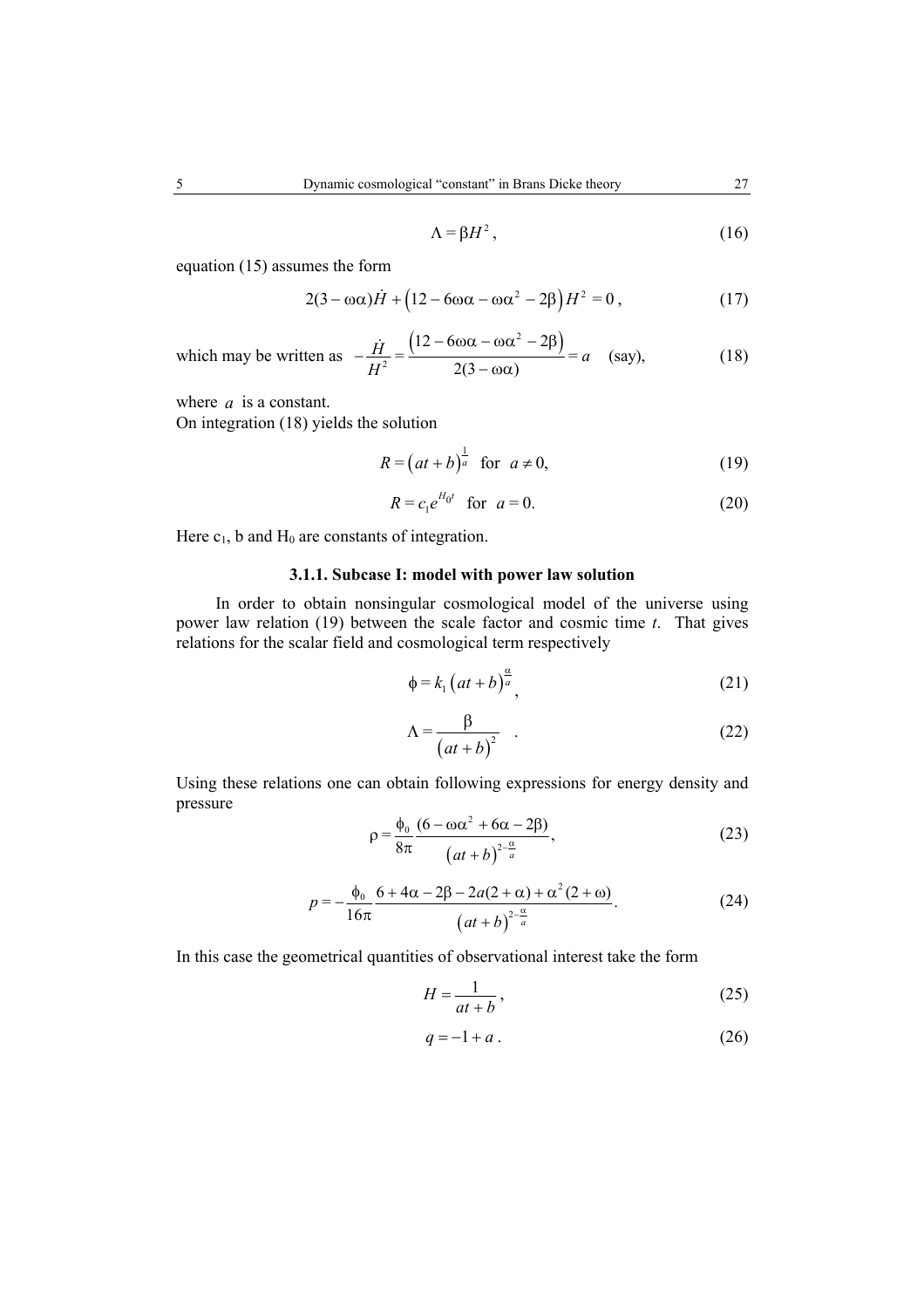$$\Lambda = \beta H^2 , \tag{16}$$

equation (15) assumes the form

$$2(3-\omega\alpha)\dot{H} + \left(12 - 6\omega\alpha - \omega\alpha^2 - 2\beta\right)H^2 = 0 , \tag{17}$$

which may be written as $-\dfrac{\dot{H}}{H^2} = \dfrac{\left(12 - 6\omega\alpha - \omega\alpha^2 - 2\beta\right)}{2(3-\omega\alpha)} = a$ (say), (18)

where $a$ is a constant.
On integration (18) yields the solution

$$R = \left(at+b\right)^{\frac{1}{a}} \quad \text{for} \quad a \neq 0, \tag{19}$$

$$R = c_1 e^{H_0 t} \quad \text{for} \quad a = 0. \tag{20}$$

Here $c_1$, $b$ and $H_0$ are constants of integration.

### 3.1.1. Subcase I: model with power law solution

In order to obtain nonsingular cosmological model of the universe using power law relation (19) between the scale factor and cosmic time *t*. That gives relations for the scalar field and cosmological term respectively

$$\phi = k_1 \left(at+b\right)^{\frac{\alpha}{a}}, \tag{21}$$

$$\Lambda = \frac{\beta}{\left(at+b\right)^2} . \tag{22}$$

Using these relations one can obtain following expressions for energy density and pressure

$$\rho = \frac{\phi_0}{8\pi}\frac{(6 - \omega\alpha^2 + 6\alpha - 2\beta)}{\left(at+b\right)^{2-\frac{\alpha}{a}}}, \tag{23}$$

$$p = -\frac{\phi_0}{16\pi}\frac{6 + 4\alpha - 2\beta - 2a(2+\alpha) + \alpha^2(2+\omega)}{\left(at+b\right)^{2-\frac{\alpha}{a}}}. \tag{24}$$

In this case the geometrical quantities of observational interest take the form

$$H = \frac{1}{at+b}, \tag{25}$$

$$q = -1 + a . \tag{26}$$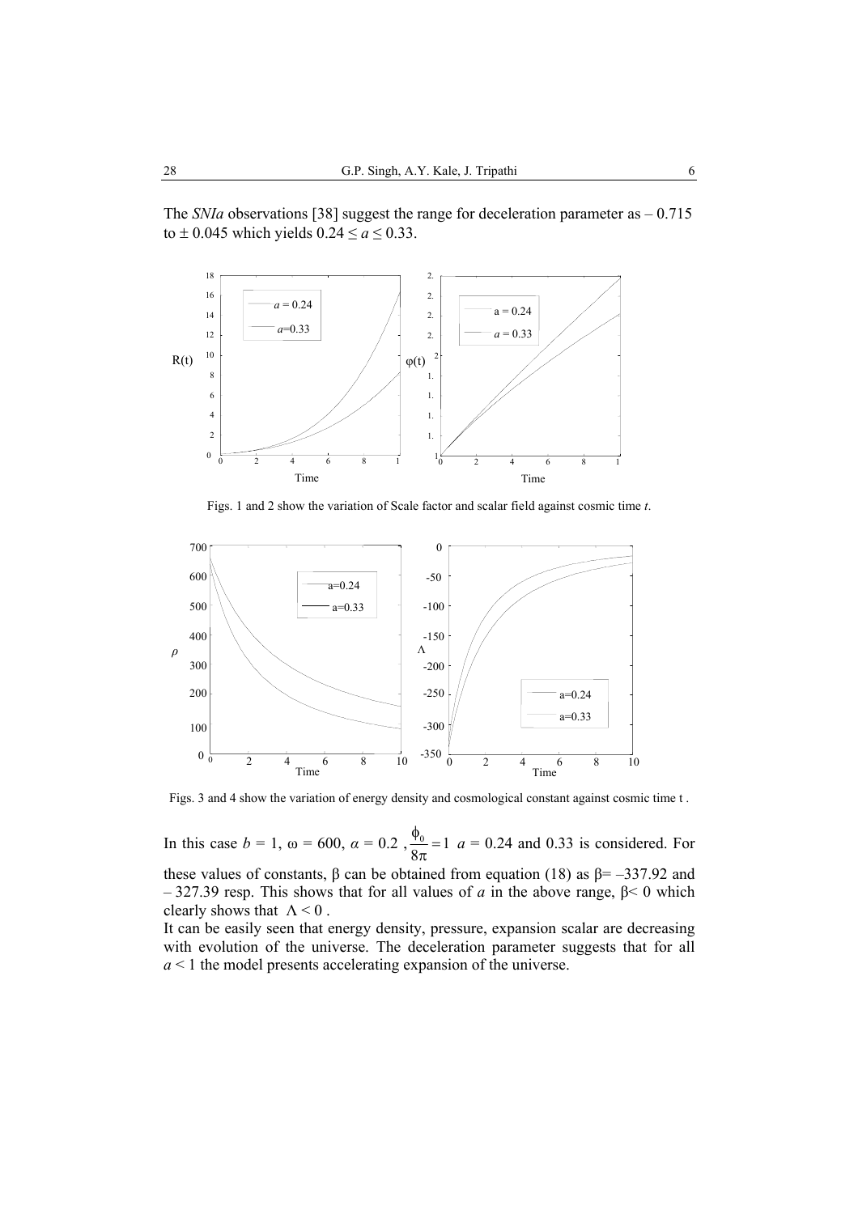The *SNIa* observations [38] suggest the range for deceleration parameter as $-0.715$ to $\pm 0.045$ which yields $0.24 \leq a \leq 0.33$.

Figs. 1 and 2 show the variation of Scale factor and scalar field against cosmic time $t$.

Figs. 3 and 4 show the variation of energy density and cosmological constant against cosmic time t .

In this case $b = 1$, $\omega = 600$, $\alpha = 0.2$ , $\frac{\phi_0}{8\pi} = 1$ $a = 0.24$ and 0.33 is considered. For these values of constants, $\beta$ can be obtained from equation (18) as $\beta = -337.92$ and $-327.39$ resp. This shows that for all values of $a$ in the above range, $\beta < 0$ which clearly shows that $\Lambda < 0$ .

It can be easily seen that energy density, pressure, expansion scalar are decreasing with evolution of the universe. The deceleration parameter suggests that for all $a < 1$ the model presents accelerating expansion of the universe.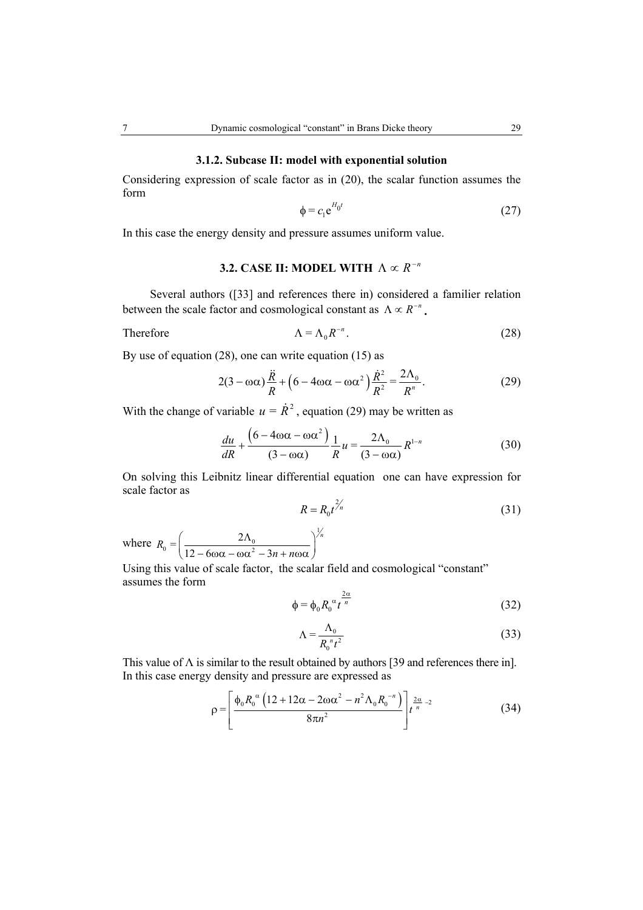### 3.1.2. Subcase II: model with exponential solution

Considering expression of scale factor as in (20), the scalar function assumes the form

$$\phi = c_1 e^{H_0 t} \tag{27}$$

In this case the energy density and pressure assumes uniform value.

### 3.2. CASE II: MODEL WITH $\Lambda \propto R^{-n}$

Several authors ([33] and references there in) considered a familier relation between the scale factor and cosmological constant as $\Lambda \propto R^{-n}$.

Therefore

$$\Lambda = \Lambda_0 R^{-n}. \tag{28}$$

By use of equation (28), one can write equation (15) as

$$2(3-\omega\alpha)\frac{\ddot{R}}{R} + \left(6 - 4\omega\alpha - \omega\alpha^2\right)\frac{\dot{R}^2}{R^2} = \frac{2\Lambda_0}{R^n}. \tag{29}$$

With the change of variable $u = \dot{R}^2$, equation (29) may be written as

$$\frac{du}{dR} + \frac{\left(6 - 4\omega\alpha - \omega\alpha^2\right)}{(3-\omega\alpha)}\frac{1}{R}u = \frac{2\Lambda_0}{(3-\omega\alpha)}R^{1-n} \tag{30}$$

On solving this Leibnitz linear differential equation one can have expression for scale factor as

$$R = R_0 t^{2/n} \tag{31}$$

where $R_0 = \left(\dfrac{2\Lambda_0}{12 - 6\omega\alpha - \omega\alpha^2 - 3n + n\omega\alpha}\right)^{1/n}$

Using this value of scale factor, the scalar field and cosmological "constant" assumes the form

$$\phi = \phi_0 R_0^{\alpha} t^{\frac{2\alpha}{n}} \tag{32}$$

$$\Lambda = \frac{\Lambda_0}{R_0^{n} t^2} \tag{33}$$

This value of $\Lambda$ is similar to the result obtained by authors [39 and references there in]. In this case energy density and pressure are expressed as

$$\rho = \left[\frac{\phi_0 R_0^{\alpha}\left(12 + 12\alpha - 2\omega\alpha^2 - n^2\Lambda_0 R_0^{-n}\right)}{8\pi n^2}\right] t^{\frac{2\alpha}{n}-2} \tag{34}$$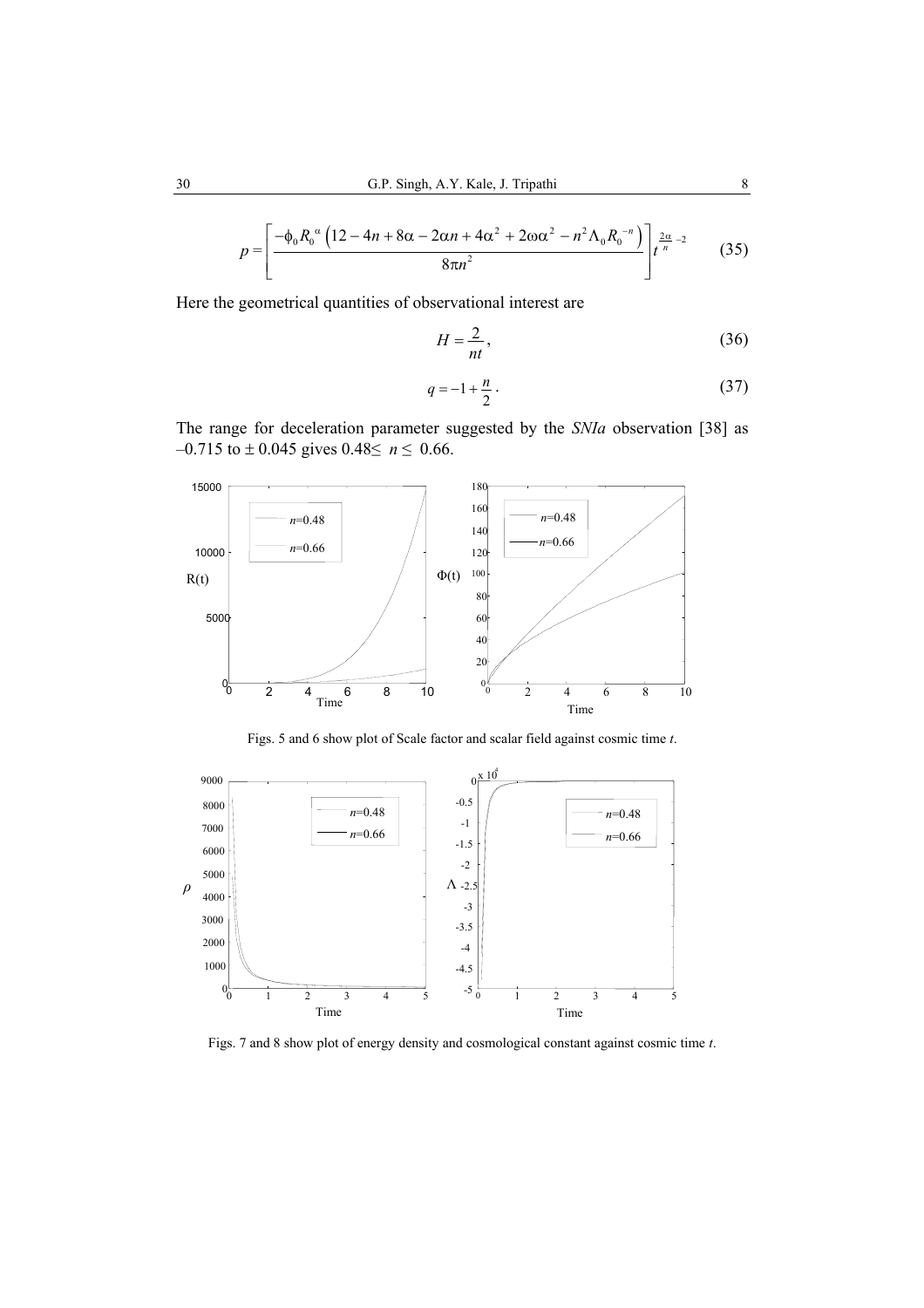$$p = \left[ \frac{-\phi_0 R_0^{\alpha} \left( 12 - 4n + 8\alpha - 2\alpha n + 4\alpha^2 + 2\omega\alpha^2 - n^2 \Lambda_0 R_0^{-n} \right)}{8\pi n^2} \right] t^{\frac{2\alpha}{n} - 2} \tag{35}$$

Here the geometrical quantities of observational interest are

$$H = \frac{2}{nt}, \tag{36}$$

$$q = -1 + \frac{n}{2}. \tag{37}$$

The range for deceleration parameter suggested by the *SNIa* observation [38] as –0.715 to ± 0.045 gives $0.48 \le n \le 0.66$.

Figs. 5 and 6 show plot of Scale factor and scalar field against cosmic time $t$.

Figs. 7 and 8 show plot of energy density and cosmological constant against cosmic time $t$.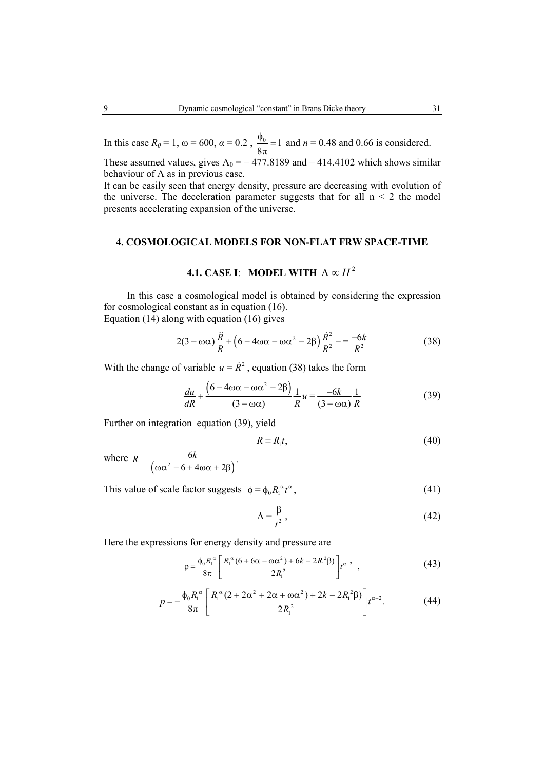In this case $R_0 = 1$, $\omega = 600$, $\alpha = 0.2$ , $\frac{\phi_0}{8\pi} = 1$ and $n = 0.48$ and $0.66$ is considered.

These assumed values, gives $\Lambda_0 = -477.8189$ and $-414.4102$ which shows similar behaviour of $\Lambda$ as in previous case.

It can be easily seen that energy density, pressure are decreasing with evolution of the universe. The deceleration parameter suggests that for all $n < 2$ the model presents accelerating expansion of the universe.

## 4. COSMOLOGICAL MODELS FOR NON-FLAT FRW SPACE-TIME

### 4.1. CASE I: MODEL WITH $\Lambda \propto H^2$

In this case a cosmological model is obtained by considering the expression for cosmological constant as in equation (16).

Equation (14) along with equation (16) gives

$$2(3-\omega\alpha)\frac{\ddot{R}}{R} + \left(6 - 4\omega\alpha - \omega\alpha^2 - 2\beta\right)\frac{\dot{R}^2}{R^2} - = \frac{-6k}{R^2} \tag{38}$$

With the change of variable $u = \dot{R}^2$ , equation (38) takes the form

$$\frac{du}{dR} + \frac{\left(6 - 4\omega\alpha - \omega\alpha^2 - 2\beta\right)}{(3-\omega\alpha)}\frac{1}{R}u = \frac{-6k}{(3-\omega\alpha)}\frac{1}{R} \tag{39}$$

Further on integration equation (39), yield

$$R = R_1 t, \tag{40}$$

where $R_1 = \dfrac{6k}{\left(\omega\alpha^2 - 6 + 4\omega\alpha + 2\beta\right)}$.

This value of scale factor suggests $\phi = \phi_0 {R_1}^{\alpha} t^{\alpha}$ , (41)

$$\Lambda = \frac{\beta}{t^2}, \tag{42}$$

Here the expressions for energy density and pressure are

$$\rho = \frac{\phi_0 {R_1}^{\alpha}}{8\pi}\left[\frac{{R_1}^{\alpha}(6 + 6\alpha - \omega\alpha^2) + 6k - 2{R_1}^2\beta)}{2{R_1}^2}\right]t^{\alpha-2} \ , \tag{43}$$

$$p = -\frac{\phi_0 {R_1}^{\alpha}}{8\pi}\left[\frac{{R_1}^{\alpha}(2 + 2\alpha^2 + 2\alpha + \omega\alpha^2) + 2k - 2{R_1}^2\beta)}{2{R_1}^2}\right]t^{\alpha-2}. \tag{44}$$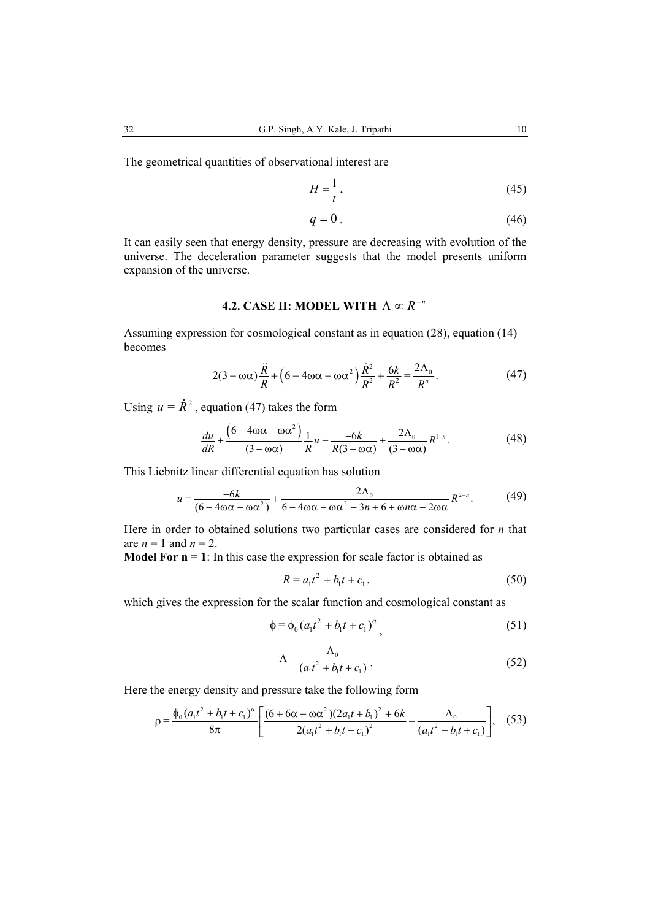The geometrical quantities of observational interest are

$$H = \frac{1}{t}, \tag{45}$$

$$q = 0. \tag{46}$$

It can easily seen that energy density, pressure are decreasing with evolution of the universe. The deceleration parameter suggests that the model presents uniform expansion of the universe.

### 4.2. CASE II: MODEL WITH $\Lambda \propto R^{-n}$

Assuming expression for cosmological constant as in equation (28), equation (14) becomes

$$2(3-\omega\alpha)\frac{\ddot{R}}{R} + \left(6 - 4\omega\alpha - \omega\alpha^2\right)\frac{\dot{R}^2}{R^2} + \frac{6k}{R^2} = \frac{2\Lambda_0}{R^n}. \tag{47}$$

Using $u = \dot{R}^2$, equation (47) takes the form

$$\frac{du}{dR} + \frac{\left(6 - 4\omega\alpha - \omega\alpha^2\right)}{(3-\omega\alpha)}\frac{1}{R}u = \frac{-6k}{R(3-\omega\alpha)} + \frac{2\Lambda_0}{(3-\omega\alpha)}R^{1-n}. \tag{48}$$

This Liebnitz linear differential equation has solution

$$u = \frac{-6k}{(6-4\omega\alpha-\omega\alpha^2)} + \frac{2\Lambda_0}{6-4\omega\alpha-\omega\alpha^2-3n+6+\omega n\alpha-2\omega\alpha}R^{2-n}. \tag{49}$$

Here in order to obtained solutions two particular cases are considered for $n$ that are $n = 1$ and $n = 2$.

**Model For n = 1**: In this case the expression for scale factor is obtained as

$$R = a_1t^2 + b_1t + c_1, \tag{50}$$

which gives the expression for the scalar function and cosmological constant as

$$\phi = \phi_0(a_1t^2 + b_1t + c_1)^{\alpha}, \tag{51}$$

$$\Lambda = \frac{\Lambda_0}{(a_1t^2 + b_1t + c_1)}. \tag{52}$$

Here the energy density and pressure take the following form

$$\rho = \frac{\phi_0(a_1t^2+b_1t+c_1)^{\alpha}}{8\pi}\left[\frac{(6+6\alpha-\omega\alpha^2)(2a_1t+b_1)^2+6k}{2(a_1t^2+b_1t+c_1)^2} - \frac{\Lambda_0}{(a_1t^2+b_1t+c_1)}\right], \tag{53}$$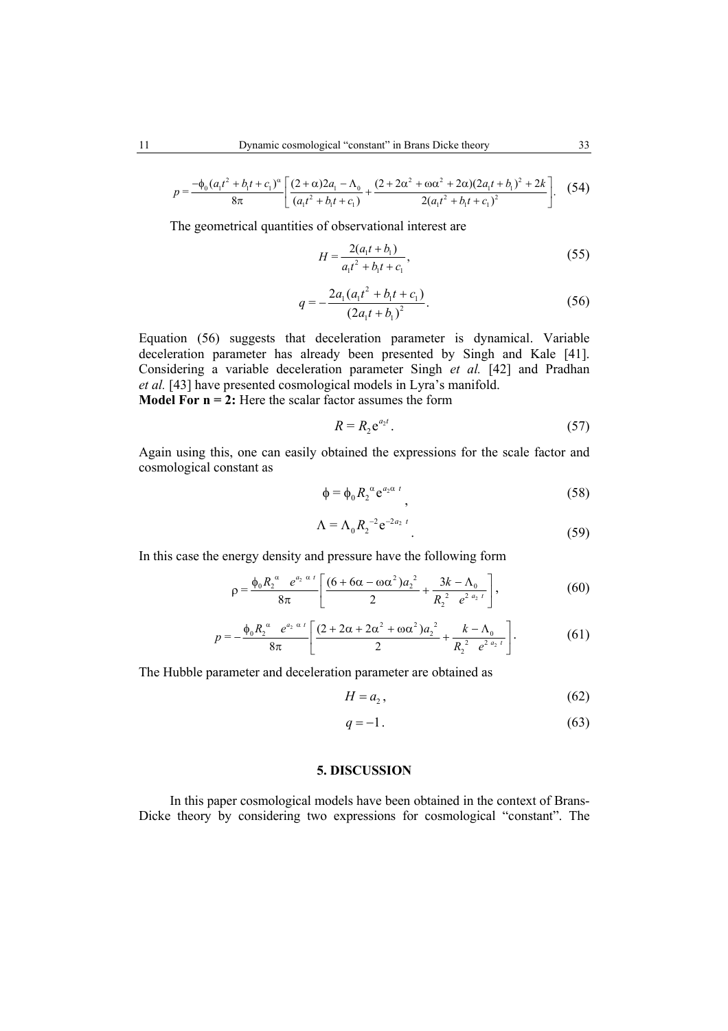$$p = \frac{-\phi_0 (a_1 t^2 + b_1 t + c_1)^{\alpha}}{8\pi}\left[\frac{(2+\alpha)2a_1 - \Lambda_0}{(a_1 t^2 + b_1 t + c_1)} + \frac{(2 + 2\alpha^2 + \omega\alpha^2 + 2\alpha)(2a_1 t + b_1)^2 + 2k}{2(a_1 t^2 + b_1 t + c_1)^2}\right]. \quad (54)$$

The geometrical quantities of observational interest are

$$H = \frac{2(a_1 t + b_1)}{a_1 t^2 + b_1 t + c_1}, \quad (55)$$

$$q = -\frac{2a_1 (a_1 t^2 + b_1 t + c_1)}{(2a_1 t + b_1)^2}. \quad (56)$$

Equation (56) suggests that deceleration parameter is dynamical. Variable deceleration parameter has already been presented by Singh and Kale [41]. Considering a variable deceleration parameter Singh *et al.* [42] and Pradhan *et al.* [43] have presented cosmological models in Lyra's manifold.

**Model For n = 2:** Here the scalar factor assumes the form

$$R = R_2 \mathrm{e}^{a_2 t}. \quad (57)$$

Again using this, one can easily obtained the expressions for the scale factor and cosmological constant as

$$\phi = \phi_0 R_2^{\alpha} \mathrm{e}^{a_2 \alpha\, t}, \quad (58)$$

$$\Lambda = \Lambda_0 R_2^{-2} \mathrm{e}^{-2a_2\, t}. \quad (59)$$

In this case the energy density and pressure have the following form

$$\rho = \frac{\phi_0 R_2^{\alpha}\ e^{a_2\ \alpha\ t}}{8\pi}\left[\frac{(6 + 6\alpha - \omega\alpha^2)a_2^2}{2} + \frac{3k - \Lambda_0}{R_2^2\ e^{2\ a_2\ t}}\right], \quad (60)$$

$$p = -\frac{\phi_0 R_2^{\alpha}\ e^{a_2\ \alpha\ t}}{8\pi}\left[\frac{(2 + 2\alpha + 2\alpha^2 + \omega\alpha^2)a_2^2}{2} + \frac{k - \Lambda_0}{R_2^2\ e^{2\ a_2\ t}}\right]. \quad (61)$$

The Hubble parameter and deceleration parameter are obtained as

$$H = a_2, \quad (62)$$

$$q = -1. \quad (63)$$

## 5. DISCUSSION

In this paper cosmological models have been obtained in the context of Brans-Dicke theory by considering two expressions for cosmological "constant". The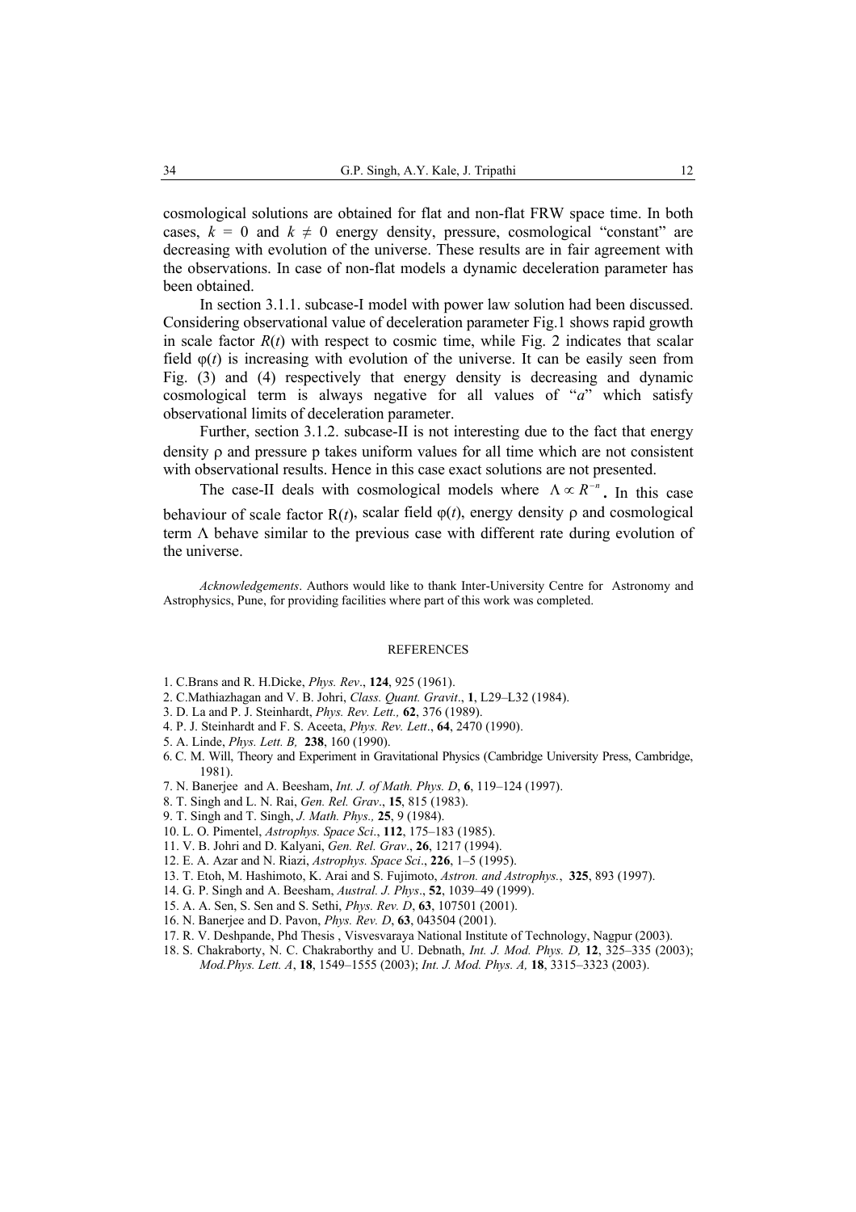cosmological solutions are obtained for flat and non-flat FRW space time. In both cases, $k = 0$ and $k \neq 0$ energy density, pressure, cosmological "constant" are decreasing with evolution of the universe. These results are in fair agreement with the observations. In case of non-flat models a dynamic deceleration parameter has been obtained.

In section 3.1.1. subcase-I model with power law solution had been discussed. Considering observational value of deceleration parameter Fig.1 shows rapid growth in scale factor $R(t)$ with respect to cosmic time, while Fig. 2 indicates that scalar field $\varphi(t)$ is increasing with evolution of the universe. It can be easily seen from Fig. (3) and (4) respectively that energy density is decreasing and dynamic cosmological term is always negative for all values of "$a$" which satisfy observational limits of deceleration parameter.

Further, section 3.1.2. subcase-II is not interesting due to the fact that energy density $\rho$ and pressure p takes uniform values for all time which are not consistent with observational results. Hence in this case exact solutions are not presented.

The case-II deals with cosmological models where $\Lambda \propto R^{-n}$. In this case behaviour of scale factor $R(t)$, scalar field $\varphi(t)$, energy density $\rho$ and cosmological term $\Lambda$ behave similar to the previous case with different rate during evolution of the universe.

*Acknowledgements*. Authors would like to thank Inter-University Centre for Astronomy and Astrophysics, Pune, for providing facilities where part of this work was completed.

## REFERENCES

1. C.Brans and R. H.Dicke, *Phys. Rev*., **124**, 925 (1961).
2. C.Mathiazhagan and V. B. Johri, *Class. Quant. Gravit*., **1**, L29–L32 (1984).
3. D. La and P. J. Steinhardt, *Phys. Rev. Lett.,* **62**, 376 (1989).
4. P. J. Steinhardt and F. S. Aceeta, *Phys. Rev. Lett*., **64**, 2470 (1990).
5. A. Linde, *Phys. Lett. B,* **238**, 160 (1990).
6. C. M. Will, Theory and Experiment in Gravitational Physics (Cambridge University Press, Cambridge, 1981).
7. N. Banerjee and A. Beesham, *Int. J. of Math. Phys. D*, **6**, 119–124 (1997).
8. T. Singh and L. N. Rai, *Gen. Rel. Grav*., **15**, 815 (1983).
9. T. Singh and T. Singh, *J. Math. Phys.,* **25**, 9 (1984).
10. L. O. Pimentel, *Astrophys. Space Sci*., **112**, 175–183 (1985).
11. V. B. Johri and D. Kalyani, *Gen. Rel. Grav*., **26**, 1217 (1994).
12. E. A. Azar and N. Riazi, *Astrophys. Space Sci*., **226**, 1–5 (1995).
13. T. Etoh, M. Hashimoto, K. Arai and S. Fujimoto, *Astron. and Astrophys.*, **325**, 893 (1997).
14. G. P. Singh and A. Beesham, *Austral. J. Phys*., **52**, 1039–49 (1999).
15. A. A. Sen, S. Sen and S. Sethi, *Phys. Rev. D*, **63**, 107501 (2001).
16. N. Banerjee and D. Pavon, *Phys. Rev. D*, **63**, 043504 (2001).
17. R. V. Deshpande, Phd Thesis , Visvesvaraya National Institute of Technology, Nagpur (2003).
18. S. Chakraborty, N. C. Chakraborthy and U. Debnath, *Int. J. Mod. Phys. D,* **12**, 325–335 (2003); *Mod.Phys. Lett. A*, **18**, 1549–1555 (2003); *Int. J. Mod. Phys. A,* **18**, 3315–3323 (2003).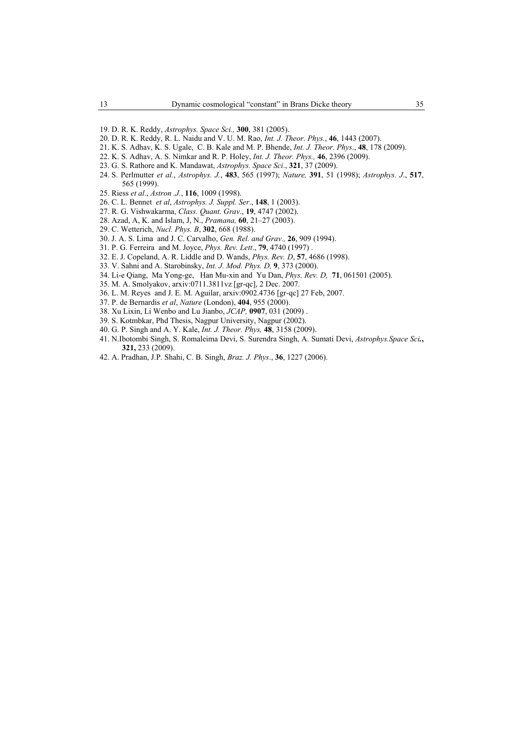19. D. R. K. Reddy, *Astrophys. Space Sci.,* **300**, 381 (2005).
20. D. R. K. Reddy, R. L. Naidu and V. U. M. Rao, *Int. J. Theor. Phys.*, **46**, 1443 (2007).
21. K. S. Adhav, K. S. Ugale, C. B. Kale and M. P. Bhende, *Int. J. Theor. Phys*., **48**, 178 (2009).
22. K. S. Adhav, A. S. Nimkar and R. P. Holey, *Int. J. Theor. Phys.,* **46**, 2396 (2009).
23. G. S. Rathore and K. Mandawat, *Astrophys. Space Sci*., **321**, 37 (2009).
24. S. Perlmutter *et al.*, *Astrophys. J.*, **483**, 565 (1997); *Nature,* **391**, 51 (1998); *Astrophys. J*., **517**, 565 (1999).
25. Riess *et al*., *Astron .J.*, **116**, 1009 (1998).
26. C. L. Bennet *et al*, *Astrophys. J. Suppl. Ser*., **148**, 1 (2003).
27. R. G. Vishwakarma, *Class. Quant. Grav*., **19**, 4747 (2002).
28. Azad, A, K. and Islam, J, N., *Pramana,* **60**, 21–27 (2003).
29. C. Wetterich, *Nucl. Phys. B*, **302**, 668 (1988).
30. J. A. S. Lima and J. C. Carvalho, *Gen. Rel. and Grav.,* **26**, 909 (1994).
31. P. G. Ferreira and M. Joyce, *Phys. Rev. Lett*., **79**, 4740 (1997) .
32. E. J. Copeland, A. R. Liddle and D. Wands, *Phys. Rev. D*, **57**, 4686 (1998).
33. V. Sahni and A. Starobinsky, *Int. J. Mod. Phys. D,* **9**, 373 (2000).
34. Li-e Qiang, Ma Yong-ge, Han Mu-xin and Yu Dan, *Phys. Rev. D,* **71**, 061501 (2005).
35. M. A. Smolyakov, arxiv:0711.3811vz [gr-qc], 2 Dec. 2007.
36. L. M. Reyes and J. E. M. Aguilar, arxiv:0902.4736 [gr-qc] 27 Feb, 2007.
37. P. de Bernardis *et al*, *Nature* (London), **404**, 955 (2000).
38. Xu Lixin, Li Wenbo and Lu Jianbo, *JCAP,* **0907**, 031 (2009) .
39. S. Kotmbkar, Phd Thesis, Nagpur University, Nagpur (2002).
40. G. P. Singh and A. Y. Kale, *Int. J. Theor. Phys,* **48**, 3158 (2009).
41. N.Ibotombi Singh, S. Romaleima Devi, S. Surendra Singh, A. Sumati Devi, *Astrophys.Space Sci***.,** **321,** 233 (2009).
42. A. Pradhan, J.P. Shahi, C. B. Singh, *Braz. J. Phys*., **36**, 1227 (2006).